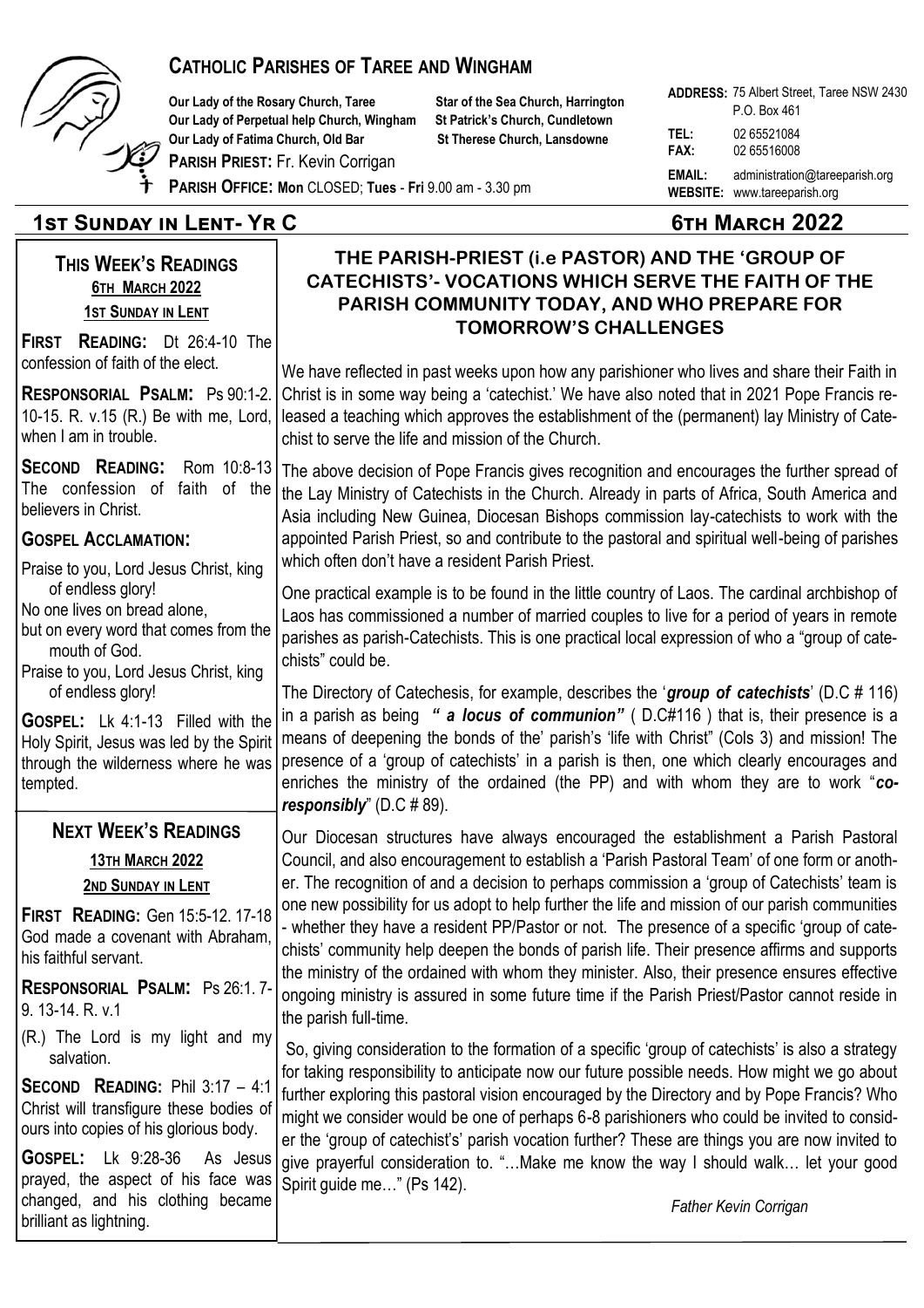# CATHOLIC PARISHES OF TAREE AND WINGHAM

**Our Lady of the Rosary Church, Taree**
**Our Lady of Perpetual help Church, Wingham**
**Our Lady of Fatima Church, Old Bar**
**Star of the Sea Church, Harrington**
**St Patrick's Church, Cundletown**
**St Therese Church, Lansdowne**

**PARISH PRIEST:** Fr. Kevin Corrigan

**PARISH OFFICE: Mon** CLOSED; **Tues** - **Fri** 9.00 am - 3.30 pm

**ADDRESS:** 75 Albert Street, Taree NSW 2430
P.O. Box 461
**TEL:** 02 65521084
**FAX:** 02 65516008
**EMAIL:** administration@tareeparish.org
**WEBSITE:** www.tareeparish.org

## 1st Sunday in Lent- Yr C — 6th March 2022

### THIS WEEK'S READINGS

**6TH MARCH 2022**

**1ST SUNDAY IN LENT**

**FIRST READING:** Dt 26:4-10 The confession of faith of the elect.

**RESPONSORIAL PSALM:** Ps 90:1-2. 10-15. R. v.15 (R.) Be with me, Lord, when I am in trouble.

**SECOND READING:** Rom 10:8-13 The confession of faith of the believers in Christ.

**GOSPEL ACCLAMATION:**

Praise to you, Lord Jesus Christ, king of endless glory!
No one lives on bread alone,
but on every word that comes from the mouth of God.
Praise to you, Lord Jesus Christ, king of endless glory!

**GOSPEL:** Lk 4:1-13 Filled with the Holy Spirit, Jesus was led by the Spirit through the wilderness where he was tempted.

### NEXT WEEK'S READINGS

**13TH MARCH 2022**

**2ND SUNDAY IN LENT**

**FIRST READING:** Gen 15:5-12. 17-18 God made a covenant with Abraham, his faithful servant.

**RESPONSORIAL PSALM:** Ps 26:1. 7-9. 13-14. R. v.1

(R.) The Lord is my light and my salvation.

**SECOND READING:** Phil 3:17 – 4:1 Christ will transfigure these bodies of ours into copies of his glorious body.

**GOSPEL:** Lk 9:28-36 As Jesus prayed, the aspect of his face was changed, and his clothing became brilliant as lightning.

### THE PARISH-PRIEST (i.e PASTOR) AND THE 'GROUP OF CATECHISTS'- VOCATIONS WHICH SERVE THE FAITH OF THE PARISH COMMUNITY TODAY, AND WHO PREPARE FOR TOMORROW'S CHALLENGES

We have reflected in past weeks upon how any parishioner who lives and share their Faith in Christ is in some way being a 'catechist.' We have also noted that in 2021 Pope Francis released a teaching which approves the establishment of the (permanent) lay Ministry of Catechist to serve the life and mission of the Church.

The above decision of Pope Francis gives recognition and encourages the further spread of the Lay Ministry of Catechists in the Church. Already in parts of Africa, South America and Asia including New Guinea, Diocesan Bishops commission lay-catechists to work with the appointed Parish Priest, so and contribute to the pastoral and spiritual well-being of parishes which often don't have a resident Parish Priest.

One practical example is to be found in the little country of Laos. The cardinal archbishop of Laos has commissioned a number of married couples to live for a period of years in remote parishes as parish-Catechists. This is one practical local expression of who a "group of catechists" could be.

The Directory of Catechesis, for example, describes the '***group of catechists***' (D.C # 116) in a parish as being ***" a locus of communion"*** ( D.C#116 ) that is, their presence is a means of deepening the bonds of the' parish's 'life with Christ" (Cols 3) and mission! The presence of a 'group of catechists' in a parish is then, one which clearly encourages and enriches the ministry of the ordained (the PP) and with whom they are to work "***co-responsibly***" (D.C # 89).

Our Diocesan structures have always encouraged the establishment a Parish Pastoral Council, and also encouragement to establish a 'Parish Pastoral Team' of one form or another. The recognition of and a decision to perhaps commission a 'group of Catechists' team is one new possibility for us adopt to help further the life and mission of our parish communities - whether they have a resident PP/Pastor or not. The presence of a specific 'group of catechists' community help deepen the bonds of parish life. Their presence affirms and supports the ministry of the ordained with whom they minister. Also, their presence ensures effective ongoing ministry is assured in some future time if the Parish Priest/Pastor cannot reside in the parish full-time.

So, giving consideration to the formation of a specific 'group of catechists' is also a strategy for taking responsibility to anticipate now our future possible needs. How might we go about further exploring this pastoral vision encouraged by the Directory and by Pope Francis? Who might we consider would be one of perhaps 6-8 parishioners who could be invited to consider the 'group of catechist's' parish vocation further? These are things you are now invited to give prayerful consideration to. "…Make me know the way I should walk… let your good Spirit guide me…" (Ps 142).

*Father Kevin Corrigan*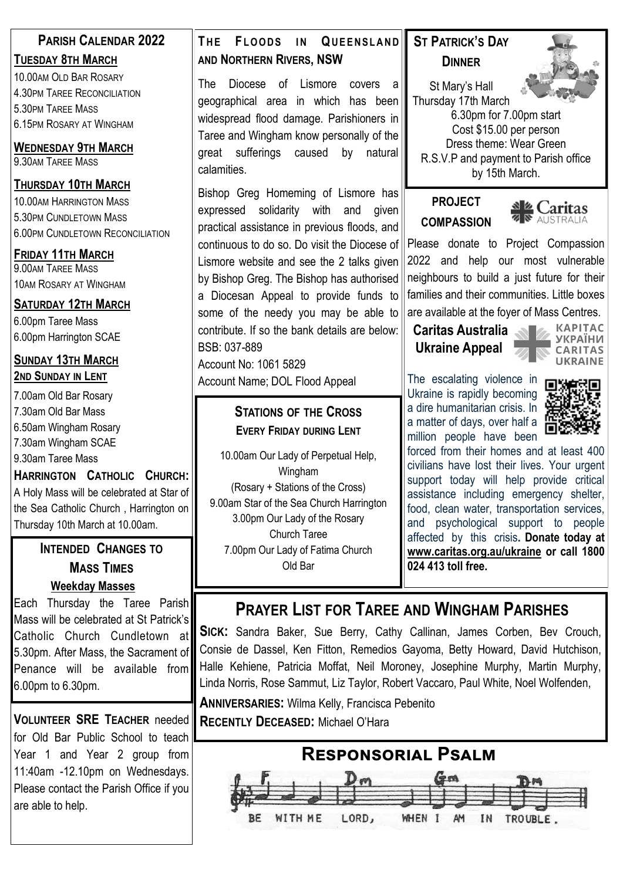## Parish Calendar 2022

**Tuesday 8th March**

10.00am Old Bar Rosary
4.30pm Taree Reconciliation
5.30pm Taree Mass
6.15pm Rosary at Wingham

**Wednesday 9th March**

9.30am Taree Mass

**Thursday 10th March**

10.00am Harrington Mass
5.30pm Cundletown Mass
6.00pm Cundletown Reconciliation

**Friday 11th March**

9.00am Taree Mass
10am Rosary at Wingham

**Saturday 12th March**

6.00pm Taree Mass
6.00pm Harrington SCAE

**Sunday 13th March**
**2nd Sunday in Lent**

7.00am Old Bar Rosary
7.30am Old Bar Mass
6.50am Wingham Rosary
7.30am Wingham SCAE
9.30am Taree Mass

**Harrington Catholic Church:** A Holy Mass will be celebrated at Star of the Sea Catholic Church , Harrington on Thursday 10th March at 10.00am.

## Intended Changes to Mass Times

**Weekday Masses**

Each Thursday the Taree Parish Mass will be celebrated at St Patrick's Catholic Church Cundletown at 5.30pm. After Mass, the Sacrament of Penance will be available from 6.00pm to 6.30pm.

**Volunteer SRE Teacher** needed for Old Bar Public School to teach Year 1 and Year 2 group from 11:40am -12.10pm on Wednesdays. Please contact the Parish Office if you are able to help.

## The Floods in Queensland and Northern Rivers, NSW

The Diocese of Lismore covers a geographical area in which has been widespread flood damage. Parishioners in Taree and Wingham know personally of the great sufferings caused by natural calamities.

Bishop Greg Homeming of Lismore has expressed solidarity with and given practical assistance in previous floods, and continuous to do so. Do visit the Diocese of Lismore website and see the 2 talks given by Bishop Greg. The Bishop has authorised a Diocesan Appeal to provide funds to some of the needy you may be able to contribute. If so the bank details are below:
BSB: 037-889
Account No: 1061 5829
Account Name; DOL Flood Appeal

## Stations of the Cross
**Every Friday during Lent**

10.00am Our Lady of Perpetual Help, Wingham
(Rosary + Stations of the Cross)
9.00am Star of the Sea Church Harrington
3.00pm Our Lady of the Rosary Church Taree
7.00pm Our Lady of Fatima Church Old Bar

## St Patrick's Day Dinner

St Mary's Hall
Thursday 17th March
6.30pm for 7.00pm start
Cost $15.00 per person
Dress theme: Wear Green
R.S.V.P and payment to Parish office by 15th March.

## Project Compassion

Caritas Australia

Please donate to Project Compassion 2022 and help our most vulnerable neighbours to build a just future for their families and their communities. Little boxes are available at the foyer of Mass Centres.

## Caritas Australia Ukraine Appeal

КАРІТАС УКРАЇНИ CARITAS UKRAINE

The escalating violence in Ukraine is rapidly becoming a dire humanitarian crisis. In a matter of days, over half a million people have been forced from their homes and at least 400 civilians have lost their lives. Your urgent support today will help provide critical assistance including emergency shelter, food, clean water, transportation services, and psychological support to people affected by this crisis. **Donate today at www.caritas.org.au/ukraine or call 1800 024 413 toll free.**

## Prayer List for Taree and Wingham Parishes

**Sick:** Sandra Baker, Sue Berry, Cathy Callinan, James Corben, Bev Crouch, Consie de Dassel, Ken Fitton, Remedios Gayoma, Betty Howard, David Hutchison, Halle Kehiene, Patricia Moffat, Neil Moroney, Josephine Murphy, Martin Murphy, Linda Norris, Rose Sammut, Liz Taylor, Robert Vaccaro, Paul White, Noel Wolfenden,

**Anniversaries:** Wilma Kelly, Francisca Pebenito

**Recently Deceased:** Michael O'Hara

## Responsorial Psalm

F Dm Gm Dm
BE WITH ME LORD, WHEN I AM IN TROUBLE.